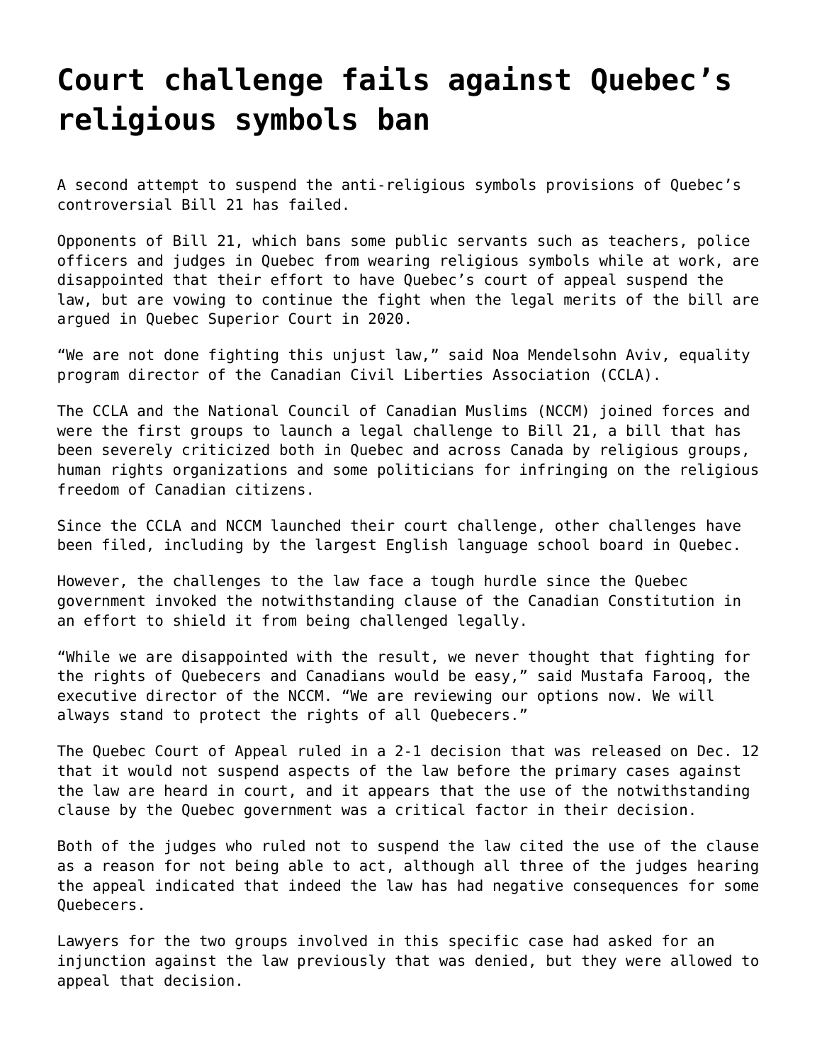# Court challenge fails against Quebec's religious symbols ban

A second attempt to suspend the anti-religious symbols provisions of Quebec's controversial Bill 21 has failed.

Opponents of Bill 21, which bans some public servants such as teachers, police officers and judges in Quebec from wearing religious symbols while at work, are disappointed that their effort to have Quebec's court of appeal suspend the law, but are vowing to continue the fight when the legal merits of the bill are argued in Quebec Superior Court in 2020.

"We are not done fighting this unjust law," said Noa Mendelsohn Aviv, equality program director of the Canadian Civil Liberties Association (CCLA).

The CCLA and the National Council of Canadian Muslims (NCCM) joined forces and were the first groups to launch a legal challenge to Bill 21, a bill that has been severely criticized both in Quebec and across Canada by religious groups, human rights organizations and some politicians for infringing on the religious freedom of Canadian citizens.

Since the CCLA and NCCM launched their court challenge, other challenges have been filed, including by the largest English language school board in Quebec.

However, the challenges to the law face a tough hurdle since the Quebec government invoked the notwithstanding clause of the Canadian Constitution in an effort to shield it from being challenged legally.

"While we are disappointed with the result, we never thought that fighting for the rights of Quebecers and Canadians would be easy," said Mustafa Farooq, the executive director of the NCCM. "We are reviewing our options now. We will always stand to protect the rights of all Quebecers."

The Quebec Court of Appeal ruled in a 2-1 decision that was released on Dec. 12 that it would not suspend aspects of the law before the primary cases against the law are heard in court, and it appears that the use of the notwithstanding clause by the Quebec government was a critical factor in their decision.

Both of the judges who ruled not to suspend the law cited the use of the clause as a reason for not being able to act, although all three of the judges hearing the appeal indicated that indeed the law has had negative consequences for some Quebecers.

Lawyers for the two groups involved in this specific case had asked for an injunction against the law previously that was denied, but they were allowed to appeal that decision.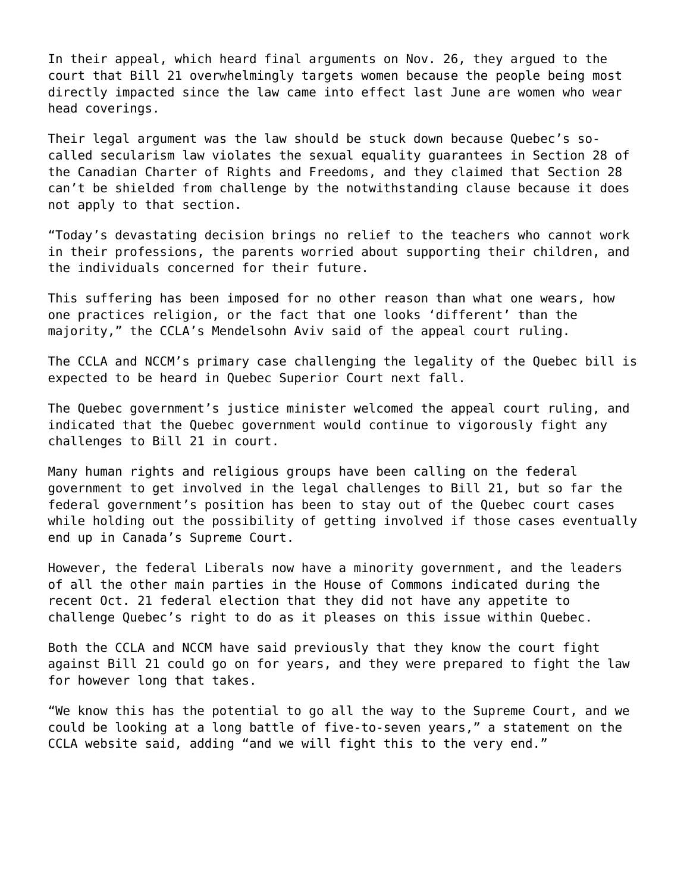In their appeal, which heard final arguments on Nov. 26, they argued to the court that Bill 21 overwhelmingly targets women because the people being most directly impacted since the law came into effect last June are women who wear head coverings.

Their legal argument was the law should be stuck down because Quebec's so-called secularism law violates the sexual equality guarantees in Section 28 of the Canadian Charter of Rights and Freedoms, and they claimed that Section 28 can't be shielded from challenge by the notwithstanding clause because it does not apply to that section.

"Today's devastating decision brings no relief to the teachers who cannot work in their professions, the parents worried about supporting their children, and the individuals concerned for their future.

This suffering has been imposed for no other reason than what one wears, how one practices religion, or the fact that one looks 'different' than the majority," the CCLA's Mendelsohn Aviv said of the appeal court ruling.

The CCLA and NCCM's primary case challenging the legality of the Quebec bill is expected to be heard in Quebec Superior Court next fall.

The Quebec government's justice minister welcomed the appeal court ruling, and indicated that the Quebec government would continue to vigorously fight any challenges to Bill 21 in court.

Many human rights and religious groups have been calling on the federal government to get involved in the legal challenges to Bill 21, but so far the federal government's position has been to stay out of the Quebec court cases while holding out the possibility of getting involved if those cases eventually end up in Canada's Supreme Court.

However, the federal Liberals now have a minority government, and the leaders of all the other main parties in the House of Commons indicated during the recent Oct. 21 federal election that they did not have any appetite to challenge Quebec's right to do as it pleases on this issue within Quebec.

Both the CCLA and NCCM have said previously that they know the court fight against Bill 21 could go on for years, and they were prepared to fight the law for however long that takes.

"We know this has the potential to go all the way to the Supreme Court, and we could be looking at a long battle of five-to-seven years," a statement on the CCLA website said, adding "and we will fight this to the very end."